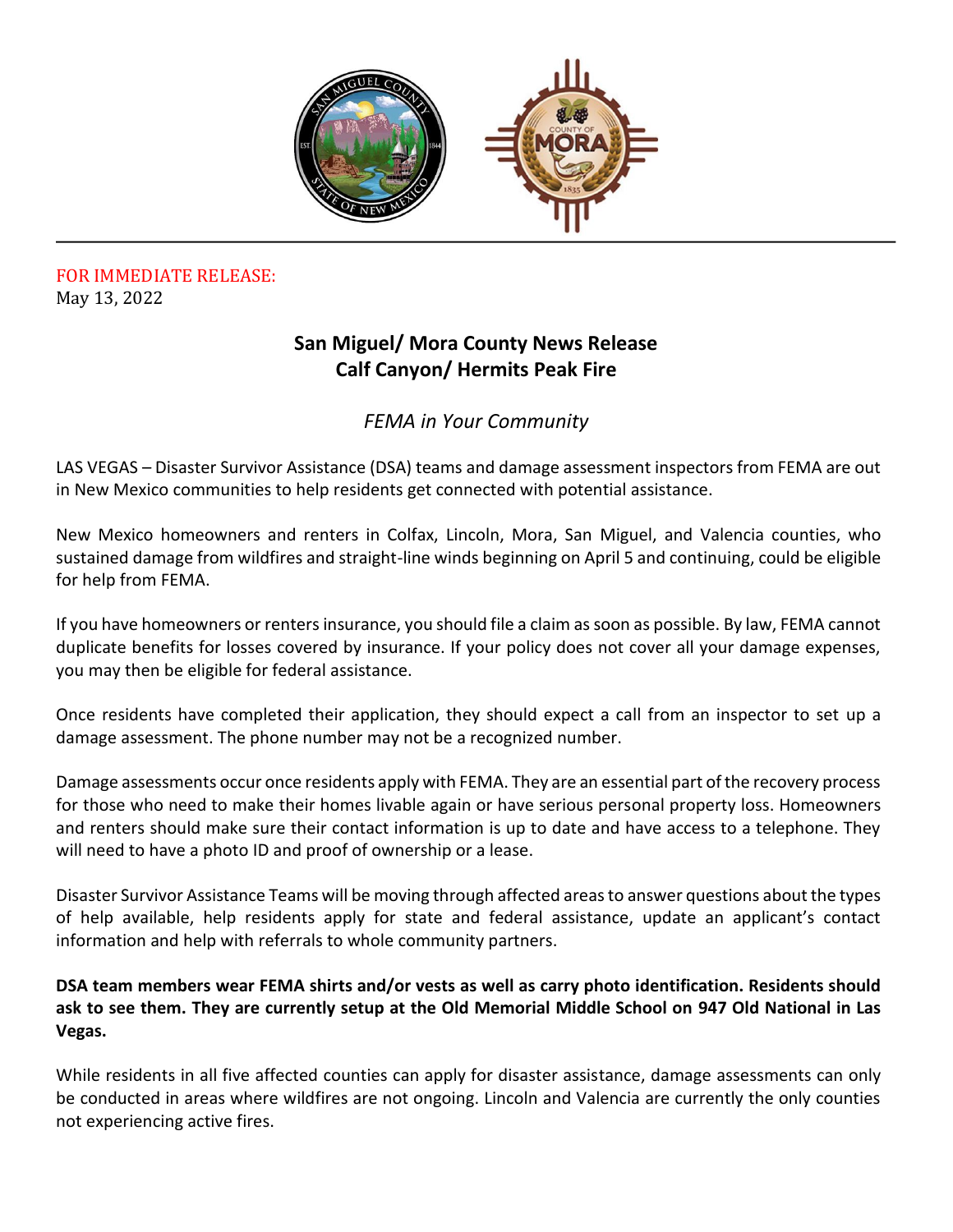FOR IMMEDIATE RELEASE:
May 13, 2022

## San Miguel/ Mora County News Release
## Calf Canyon/ Hermits Peak Fire

*FEMA in Your Community*

LAS VEGAS – Disaster Survivor Assistance (DSA) teams and damage assessment inspectors from FEMA are out in New Mexico communities to help residents get connected with potential assistance.

New Mexico homeowners and renters in Colfax, Lincoln, Mora, San Miguel, and Valencia counties, who sustained damage from wildfires and straight-line winds beginning on April 5 and continuing, could be eligible for help from FEMA.

If you have homeowners or renters insurance, you should file a claim as soon as possible. By law, FEMA cannot duplicate benefits for losses covered by insurance. If your policy does not cover all your damage expenses, you may then be eligible for federal assistance.

Once residents have completed their application, they should expect a call from an inspector to set up a damage assessment. The phone number may not be a recognized number.

Damage assessments occur once residents apply with FEMA. They are an essential part of the recovery process for those who need to make their homes livable again or have serious personal property loss. Homeowners and renters should make sure their contact information is up to date and have access to a telephone. They will need to have a photo ID and proof of ownership or a lease.

Disaster Survivor Assistance Teams will be moving through affected areas to answer questions about the types of help available, help residents apply for state and federal assistance, update an applicant's contact information and help with referrals to whole community partners.

**DSA team members wear FEMA shirts and/or vests as well as carry photo identification. Residents should ask to see them. They are currently setup at the Old Memorial Middle School on 947 Old National in Las Vegas.**

While residents in all five affected counties can apply for disaster assistance, damage assessments can only be conducted in areas where wildfires are not ongoing. Lincoln and Valencia are currently the only counties not experiencing active fires.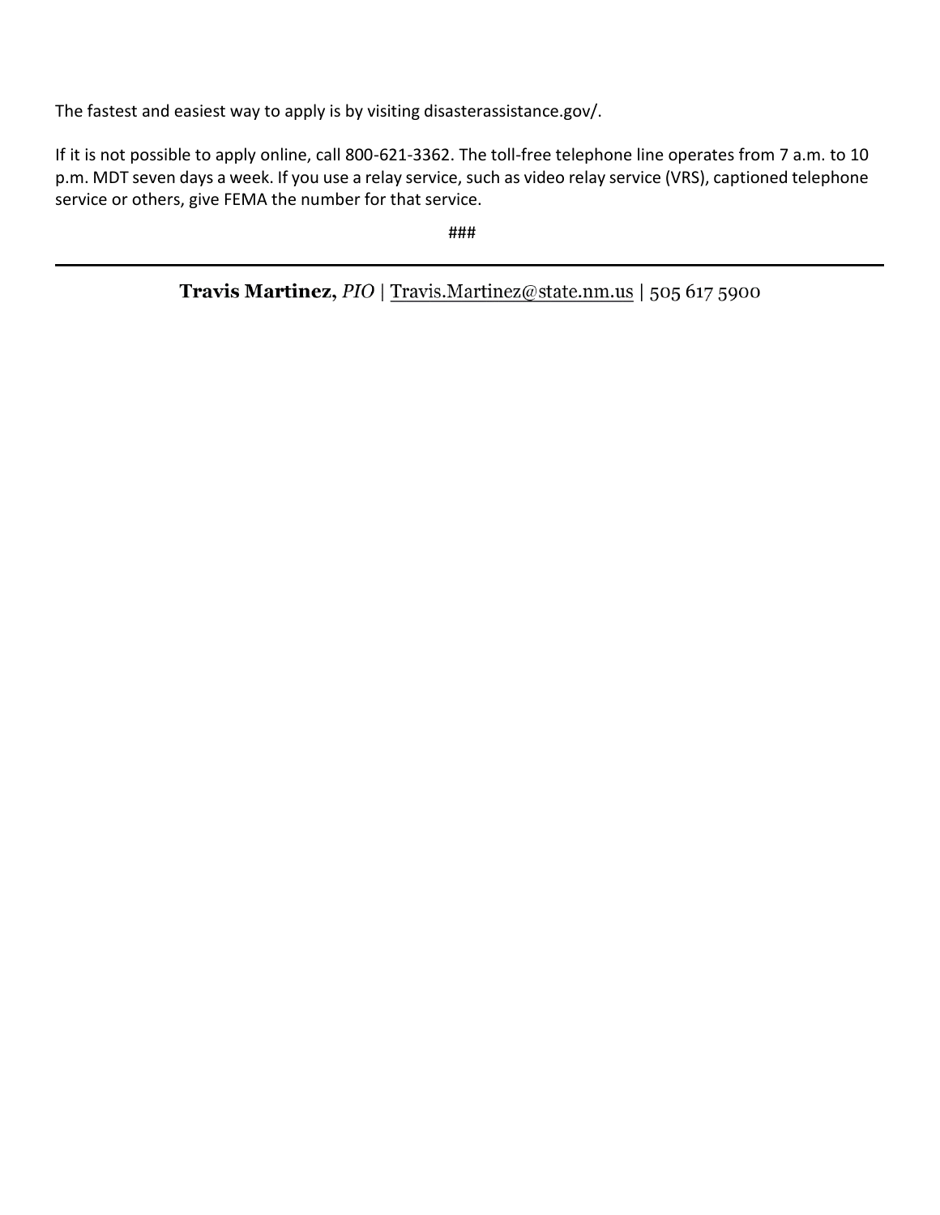The fastest and easiest way to apply is by visiting disasterassistance.gov/.

If it is not possible to apply online, call 800-621-3362. The toll-free telephone line operates from 7 a.m. to 10 p.m. MDT seven days a week. If you use a relay service, such as video relay service (VRS), captioned telephone service or others, give FEMA the number for that service.

###

---

**Travis Martinez,** *PIO* | Travis.Martinez@state.nm.us | 505 617 5900